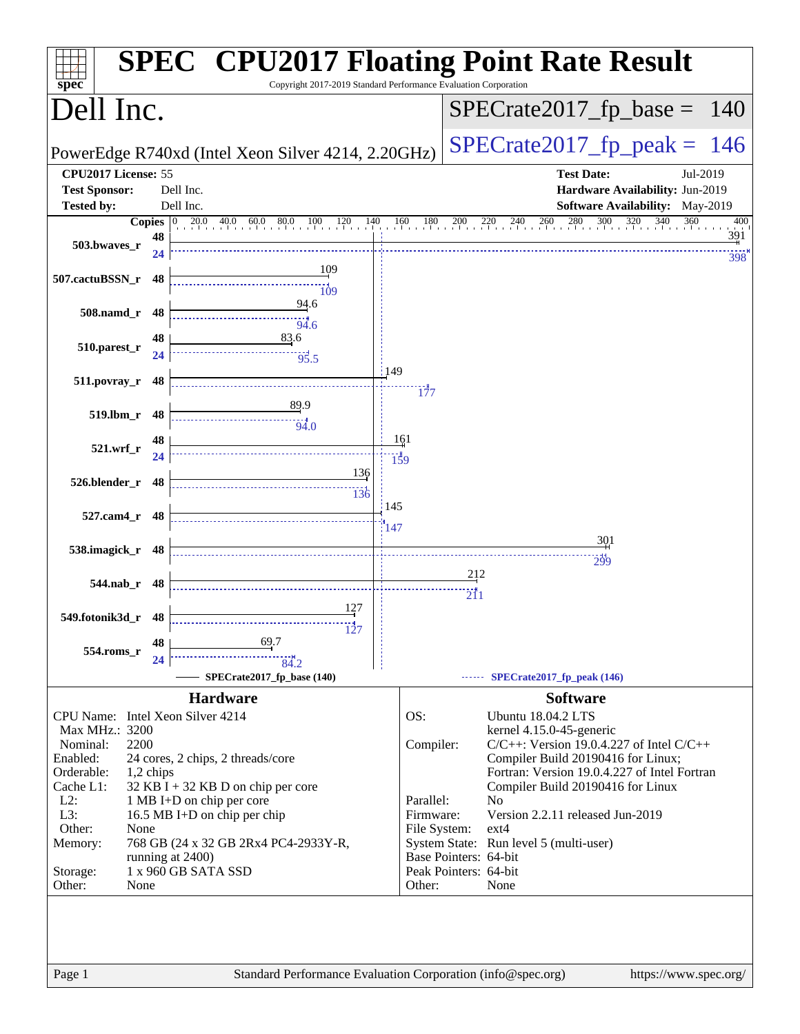# SPEC CPU2017 Floating Point Rate Result

Copyright 2017-2019 Standard Performance Evaluation Corporation

## Dell Inc.

PowerEdge R740xd (Intel Xeon Silver 4214, 2.20GHz)

SPECrate2017_fp_base = 140

SPECrate2017_fp_peak = 146

| | | | |
|---|---|---|---|
| **CPU2017 License:** | 55 | **Test Date:** | Jul-2019 |
| **Test Sponsor:** | Dell Inc. | **Hardware Availability:** | Jun-2019 |
| **Tested by:** | Dell Inc. | **Software Availability:** | May-2019 |

| Benchmark | Base Copies | Base Result | Peak Copies | Peak Result |
|---|---|---|---|---|
| 503.bwaves_r | 48 | 391 | 24 | 398 |
| 507.cactuBSSN_r | 48 | 109 | 48 | 109 |
| 508.namd_r | 48 | 94.6 | 48 | 94.6 |
| 510.parest_r | 48 | 83.6 | 24 | 95.5 |
| 511.povray_r | 48 | 149 | 48 | 177 |
| 519.lbm_r | 48 | 89.9 | 48 | 94.0 |
| 521.wrf_r | 48 | 161 | 24 | 159 |
| 526.blender_r | 48 | 136 | 48 | 136 |
| 527.cam4_r | 48 | 145 | 48 | 147 |
| 538.imagick_r | 48 | 301 | 48 | 299 |
| 544.nab_r | 48 | 212 | 48 | 211 |
| 549.fotonik3d_r | 48 | 127 | 48 | 127 |
| 554.roms_r | 48 | 69.7 | 24 | 84.2 |

SPECrate2017_fp_base (140) — SPECrate2017_fp_peak (146)

## Hardware

| | |
|---|---|
| CPU Name: | Intel Xeon Silver 4214 |
| Max MHz.: | 3200 |
| Nominal: | 2200 |
| Enabled: | 24 cores, 2 chips, 2 threads/core |
| Orderable: | 1,2 chips |
| Cache L1: | 32 KB I + 32 KB D on chip per core |
| L2: | 1 MB I+D on chip per core |
| L3: | 16.5 MB I+D on chip per chip |
| Other: | None |
| Memory: | 768 GB (24 x 32 GB 2Rx4 PC4-2933Y-R, running at 2400) |
| Storage: | 1 x 960 GB SATA SSD |
| Other: | None |

## Software

| | |
|---|---|
| OS: | Ubuntu 18.04.2 LTS kernel 4.15.0-45-generic |
| Compiler: | C/C++: Version 19.0.4.227 of Intel C/C++ Compiler Build 20190416 for Linux; Fortran: Version 19.0.4.227 of Intel Fortran Compiler Build 20190416 for Linux |
| Parallel: | No |
| Firmware: | Version 2.2.11 released Jun-2019 |
| File System: | ext4 |
| System State: | Run level 5 (multi-user) |
| Base Pointers: | 64-bit |
| Peak Pointers: | 64-bit |
| Other: | None |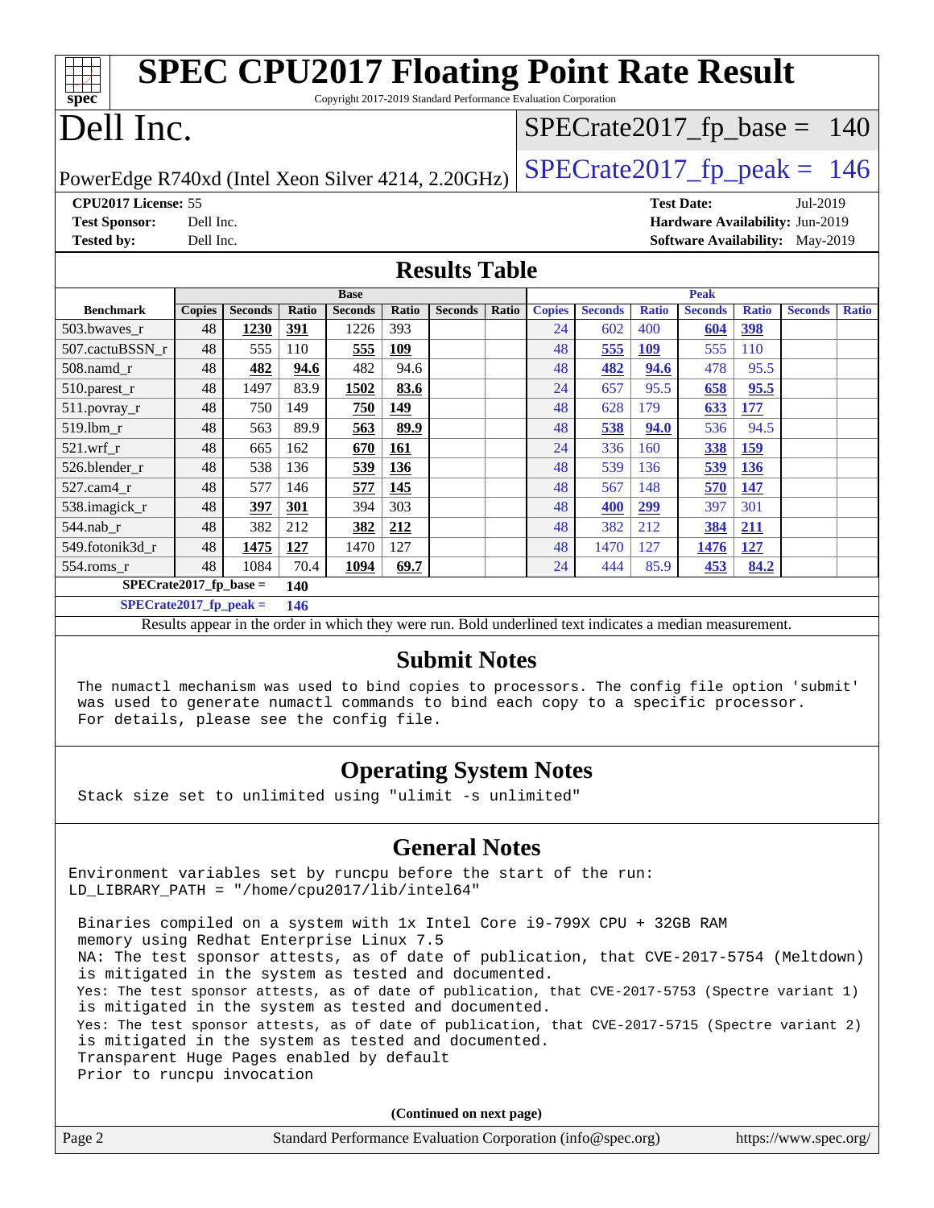# SPEC CPU2017 Floating Point Rate Result

Copyright 2017-2019 Standard Performance Evaluation Corporation

# Dell Inc.

PowerEdge R740xd (Intel Xeon Silver 4214, 2.20GHz)

SPECrate2017_fp_base = 140

SPECrate2017_fp_peak = 146

**CPU2017 License:** 55
**Test Sponsor:** Dell Inc.
**Tested by:** Dell Inc.

**Test Date:** Jul-2019
**Hardware Availability:** Jun-2019
**Software Availability:** May-2019

## Results Table

| Benchmark | Base | | | | | | | Peak | | | | | | |
|---|---|---|---|---|---|---|---|---|---|---|---|---|---|---|
| | Copies | Seconds | Ratio | Seconds | Ratio | Seconds | Ratio | Copies | Seconds | Ratio | Seconds | Ratio | Seconds | Ratio |
| 503.bwaves_r | 48 | **1230** | **391** | 1226 | 393 | | | 24 | 602 | 400 | **604** | **398** | | |
| 507.cactuBSSN_r | 48 | 555 | 110 | **555** | **109** | | | 48 | **555** | **109** | 555 | 110 | | |
| 508.namd_r | 48 | **482** | **94.6** | 482 | 94.6 | | | 48 | **482** | **94.6** | 478 | 95.5 | | |
| 510.parest_r | 48 | 1497 | 83.9 | **1502** | **83.6** | | | 24 | 657 | 95.5 | **658** | **95.5** | | |
| 511.povray_r | 48 | 750 | 149 | **750** | **149** | | | 48 | 628 | 179 | **633** | **177** | | |
| 519.lbm_r | 48 | 563 | 89.9 | **563** | **89.9** | | | 48 | **538** | **94.0** | 536 | 94.5 | | |
| 521.wrf_r | 48 | 665 | 162 | **670** | **161** | | | 24 | 336 | 160 | **338** | **159** | | |
| 526.blender_r | 48 | 538 | 136 | **539** | **136** | | | 48 | 539 | 136 | **539** | **136** | | |
| 527.cam4_r | 48 | 577 | 146 | **577** | **145** | | | 48 | 567 | 148 | **570** | **147** | | |
| 538.imagick_r | 48 | **397** | **301** | 394 | 303 | | | 48 | **400** | **299** | 397 | 301 | | |
| 544.nab_r | 48 | 382 | 212 | **382** | **212** | | | 48 | 382 | 212 | **384** | **211** | | |
| 549.fotonik3d_r | 48 | **1475** | **127** | 1470 | 127 | | | 48 | 1470 | 127 | **1476** | **127** | | |
| 554.roms_r | 48 | 1084 | 70.4 | **1094** | **69.7** | | | 24 | 444 | 85.9 | **453** | **84.2** | | |

**SPECrate2017_fp_base = 140**

**SPECrate2017_fp_peak = 146**

Results appear in the order in which they were run. Bold underlined text indicates a median measurement.

## Submit Notes

```
The numactl mechanism was used to bind copies to processors. The config file option 'submit'
was used to generate numactl commands to bind each copy to a specific processor.
For details, please see the config file.
```

## Operating System Notes

```
Stack size set to unlimited using "ulimit -s unlimited"
```

## General Notes

```
Environment variables set by runcpu before the start of the run:
LD_LIBRARY_PATH = "/home/cpu2017/lib/intel64"

Binaries compiled on a system with 1x Intel Core i9-799X CPU + 32GB RAM
memory using Redhat Enterprise Linux 7.5
NA: The test sponsor attests, as of date of publication, that CVE-2017-5754 (Meltdown)
is mitigated in the system as tested and documented.
Yes: The test sponsor attests, as of date of publication, that CVE-2017-5753 (Spectre variant 1)
is mitigated in the system as tested and documented.
Yes: The test sponsor attests, as of date of publication, that CVE-2017-5715 (Spectre variant 2)
is mitigated in the system as tested and documented.
Transparent Huge Pages enabled by default
Prior to runcpu invocation
```

(Continued on next page)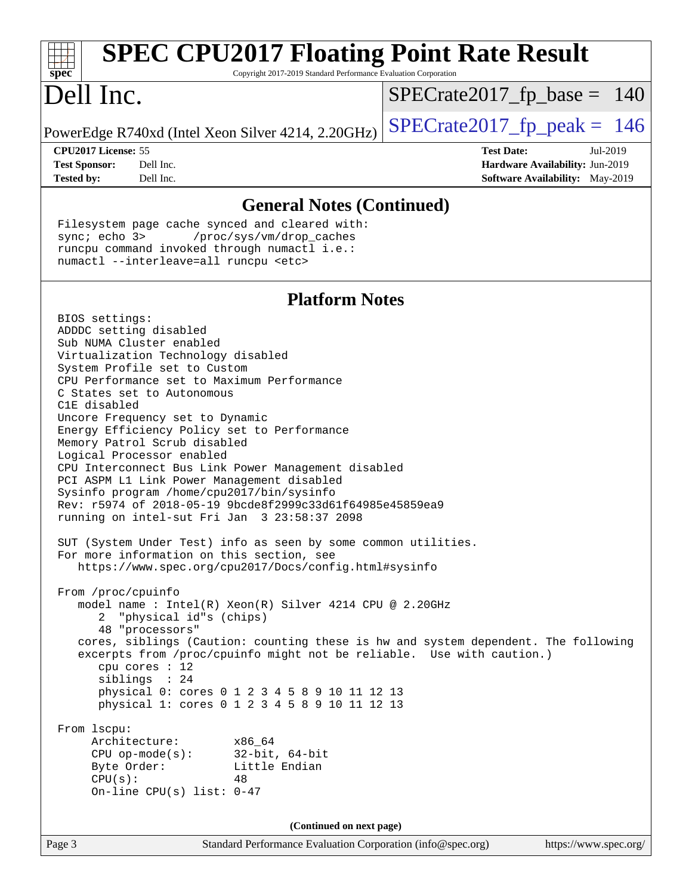## General Notes (Continued)

```
Filesystem page cache synced and cleared with:
sync; echo 3>       /proc/sys/vm/drop_caches
runcpu command invoked through numactl i.e.:
numactl --interleave=all runcpu <etc>
```

## Platform Notes

```
BIOS settings:
ADDDC setting disabled
Sub NUMA Cluster enabled
Virtualization Technology disabled
System Profile set to Custom
CPU Performance set to Maximum Performance
C States set to Autonomous
C1E disabled
Uncore Frequency set to Dynamic
Energy Efficiency Policy set to Performance
Memory Patrol Scrub disabled
Logical Processor enabled
CPU Interconnect Bus Link Power Management disabled
PCI ASPM L1 Link Power Management disabled
Sysinfo program /home/cpu2017/bin/sysinfo
Rev: r5974 of 2018-05-19 9bcde8f2999c33d61f64985e45859ea9
running on intel-sut Fri Jan  3 23:58:37 2098

SUT (System Under Test) info as seen by some common utilities.
For more information on this section, see
   https://www.spec.org/cpu2017/Docs/config.html#sysinfo

From /proc/cpuinfo
   model name : Intel(R) Xeon(R) Silver 4214 CPU @ 2.20GHz
      2  "physical id"s (chips)
      48 "processors"
   cores, siblings (Caution: counting these is hw and system dependent. The following
   excerpts from /proc/cpuinfo might not be reliable.  Use with caution.)
      cpu cores : 12
      siblings  : 24
      physical 0: cores 0 1 2 3 4 5 8 9 10 11 12 13
      physical 1: cores 0 1 2 3 4 5 8 9 10 11 12 13

From lscpu:
     Architecture:          x86_64
     CPU op-mode(s):        32-bit, 64-bit
     Byte Order:            Little Endian
     CPU(s):                48
     On-line CPU(s) list: 0-47
```

(Continued on next page)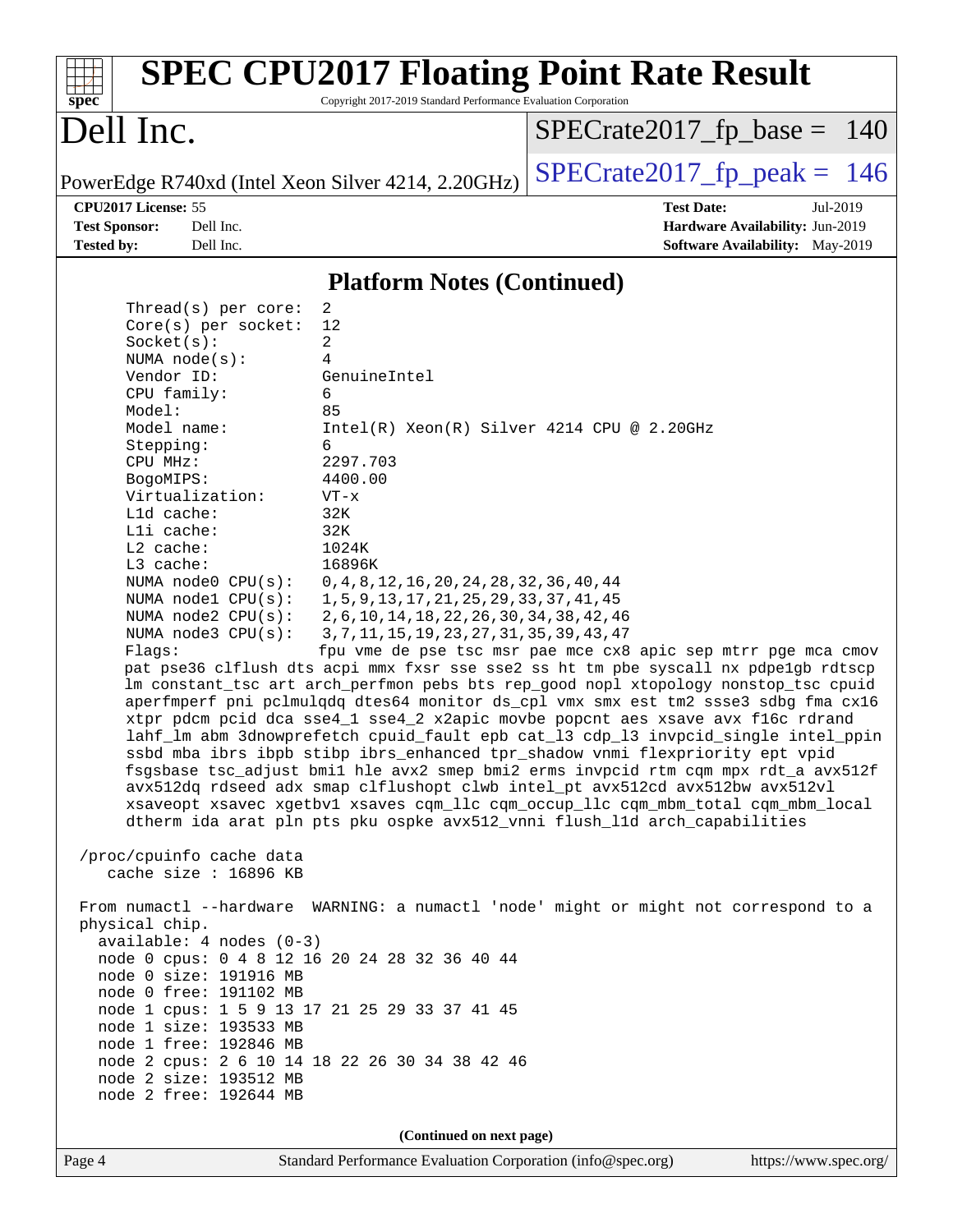# SPEC CPU2017 Floating Point Rate Result

Copyright 2017-2019 Standard Performance Evaluation Corporation

**Dell Inc.**

PowerEdge R740xd (Intel Xeon Silver 4214, 2.20GHz)

SPECrate2017_fp_base = 140

SPECrate2017_fp_peak = 146

**CPU2017 License:** 55
**Test Sponsor:** Dell Inc.
**Tested by:** Dell Inc.

**Test Date:** Jul-2019
**Hardware Availability:** Jun-2019
**Software Availability:** May-2019

## Platform Notes (Continued)

```
     Thread(s) per core:  2
     Core(s) per socket:  12
     Socket(s):           2
     NUMA node(s):        4
     Vendor ID:           GenuineIntel
     CPU family:          6
     Model:               85
     Model name:          Intel(R) Xeon(R) Silver 4214 CPU @ 2.20GHz
     Stepping:            6
     CPU MHz:             2297.703
     BogoMIPS:            4400.00
     Virtualization:      VT-x
     L1d cache:           32K
     L1i cache:           32K
     L2 cache:            1024K
     L3 cache:            16896K
     NUMA node0 CPU(s):   0,4,8,12,16,20,24,28,32,36,40,44
     NUMA node1 CPU(s):   1,5,9,13,17,21,25,29,33,37,41,45
     NUMA node2 CPU(s):   2,6,10,14,18,22,26,30,34,38,42,46
     NUMA node3 CPU(s):   3,7,11,15,19,23,27,31,35,39,43,47
     Flags:               fpu vme de pse tsc msr pae mce cx8 apic sep mtrr pge mca cmov
     pat pse36 clflush dts acpi mmx fxsr sse sse2 ss ht tm pbe syscall nx pdpe1gb rdtscp
     lm constant_tsc art arch_perfmon pebs bts rep_good nopl xtopology nonstop_tsc cpuid
     aperfmperf pni pclmulqdq dtes64 monitor ds_cpl vmx smx est tm2 ssse3 sdbg fma cx16
     xtpr pdcm pcid dca sse4_1 sse4_2 x2apic movbe popcnt aes xsave avx f16c rdrand
     lahf_lm abm 3dnowprefetch cpuid_fault epb cat_l3 cdp_l3 invpcid_single intel_ppin
     ssbd mba ibrs ibpb stibp ibrs_enhanced tpr_shadow vnmi flexpriority ept vpid
     fsgsbase tsc_adjust bmi1 hle avx2 smep bmi2 erms invpcid rtm cqm mpx rdt_a avx512f
     avx512dq rdseed adx smap clflushopt clwb intel_pt avx512cd avx512bw avx512vl
     xsaveopt xsavec xgetbv1 xsaves cqm_llc cqm_occup_llc cqm_mbm_total cqm_mbm_local
     dtherm ida arat pln pts pku ospke avx512_vnni flush_l1d arch_capabilities

 /proc/cpuinfo cache data
    cache size : 16896 KB

 From numactl --hardware  WARNING: a numactl 'node' might or might not correspond to a
 physical chip.
   available: 4 nodes (0-3)
   node 0 cpus: 0 4 8 12 16 20 24 28 32 36 40 44
   node 0 size: 191916 MB
   node 0 free: 191102 MB
   node 1 cpus: 1 5 9 13 17 21 25 29 33 37 41 45
   node 1 size: 193533 MB
   node 1 free: 192846 MB
   node 2 cpus: 2 6 10 14 18 22 26 30 34 38 42 46
   node 2 size: 193512 MB
   node 2 free: 192644 MB
```

**(Continued on next page)**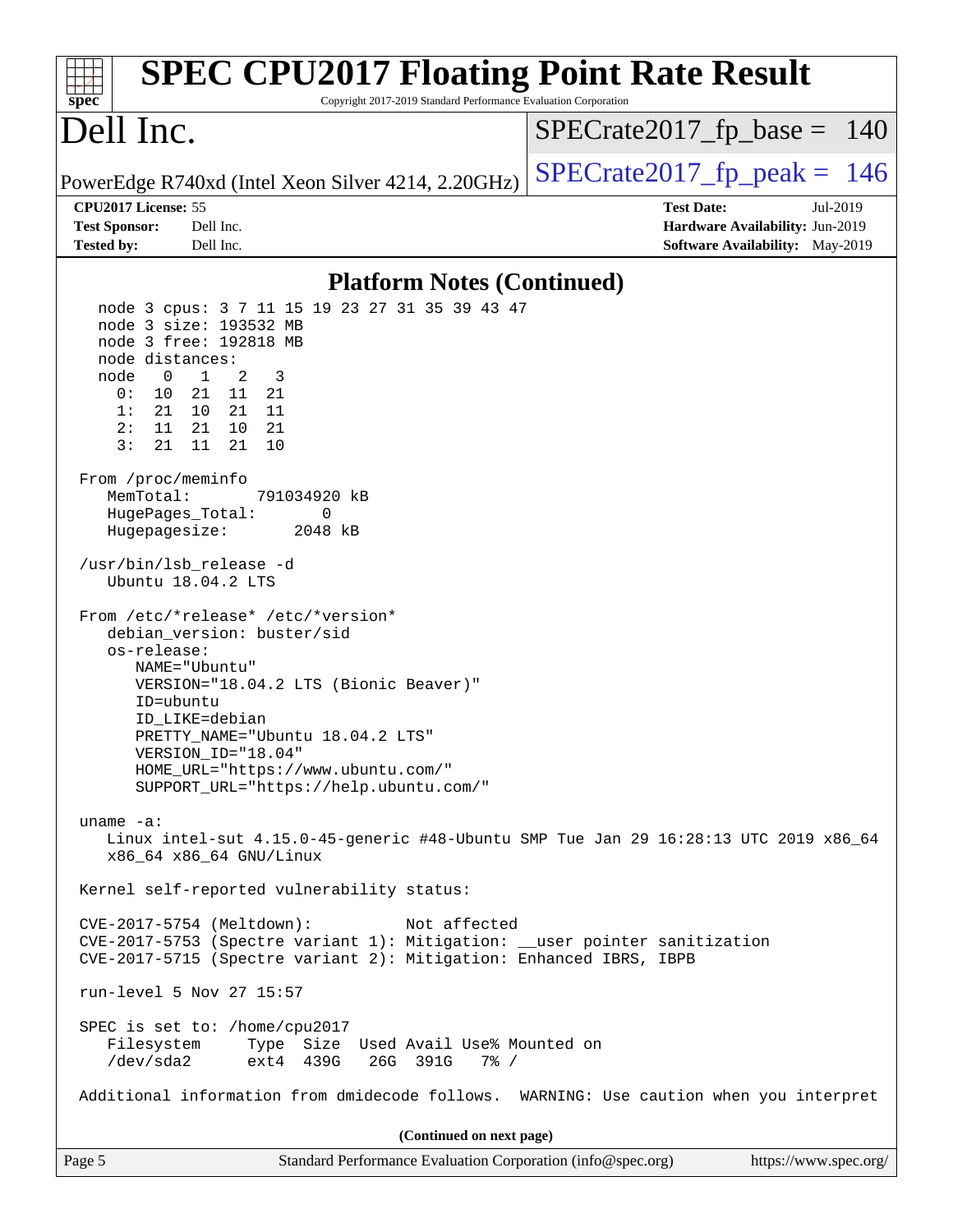## Platform Notes (Continued)

```
  node 3 cpus: 3 7 11 15 19 23 27 31 35 39 43 47
  node 3 size: 193532 MB
  node 3 free: 192818 MB
  node distances:
  node   0   1   2   3
    0:  10  21  11  21
    1:  21  10  21  11
    2:  11  21  10  21
    3:  21  11  21  10

 From /proc/meminfo
    MemTotal:       791034920 kB
    HugePages_Total:       0
    Hugepagesize:       2048 kB

 /usr/bin/lsb_release -d
    Ubuntu 18.04.2 LTS

 From /etc/*release* /etc/*version*
    debian_version: buster/sid
    os-release:
       NAME="Ubuntu"
       VERSION="18.04.2 LTS (Bionic Beaver)"
       ID=ubuntu
       ID_LIKE=debian
       PRETTY_NAME="Ubuntu 18.04.2 LTS"
       VERSION_ID="18.04"
       HOME_URL="https://www.ubuntu.com/"
       SUPPORT_URL="https://help.ubuntu.com/"

 uname -a:
    Linux intel-sut 4.15.0-45-generic #48-Ubuntu SMP Tue Jan 29 16:28:13 UTC 2019 x86_64
    x86_64 x86_64 GNU/Linux

 Kernel self-reported vulnerability status:

 CVE-2017-5754 (Meltdown):          Not affected
 CVE-2017-5753 (Spectre variant 1): Mitigation: __user pointer sanitization
 CVE-2017-5715 (Spectre variant 2): Mitigation: Enhanced IBRS, IBPB

 run-level 5 Nov 27 15:57

 SPEC is set to: /home/cpu2017
    Filesystem     Type  Size  Used Avail Use% Mounted on
    /dev/sda2      ext4  439G   26G  391G   7% /

 Additional information from dmidecode follows.  WARNING: Use caution when you interpret
```

(Continued on next page)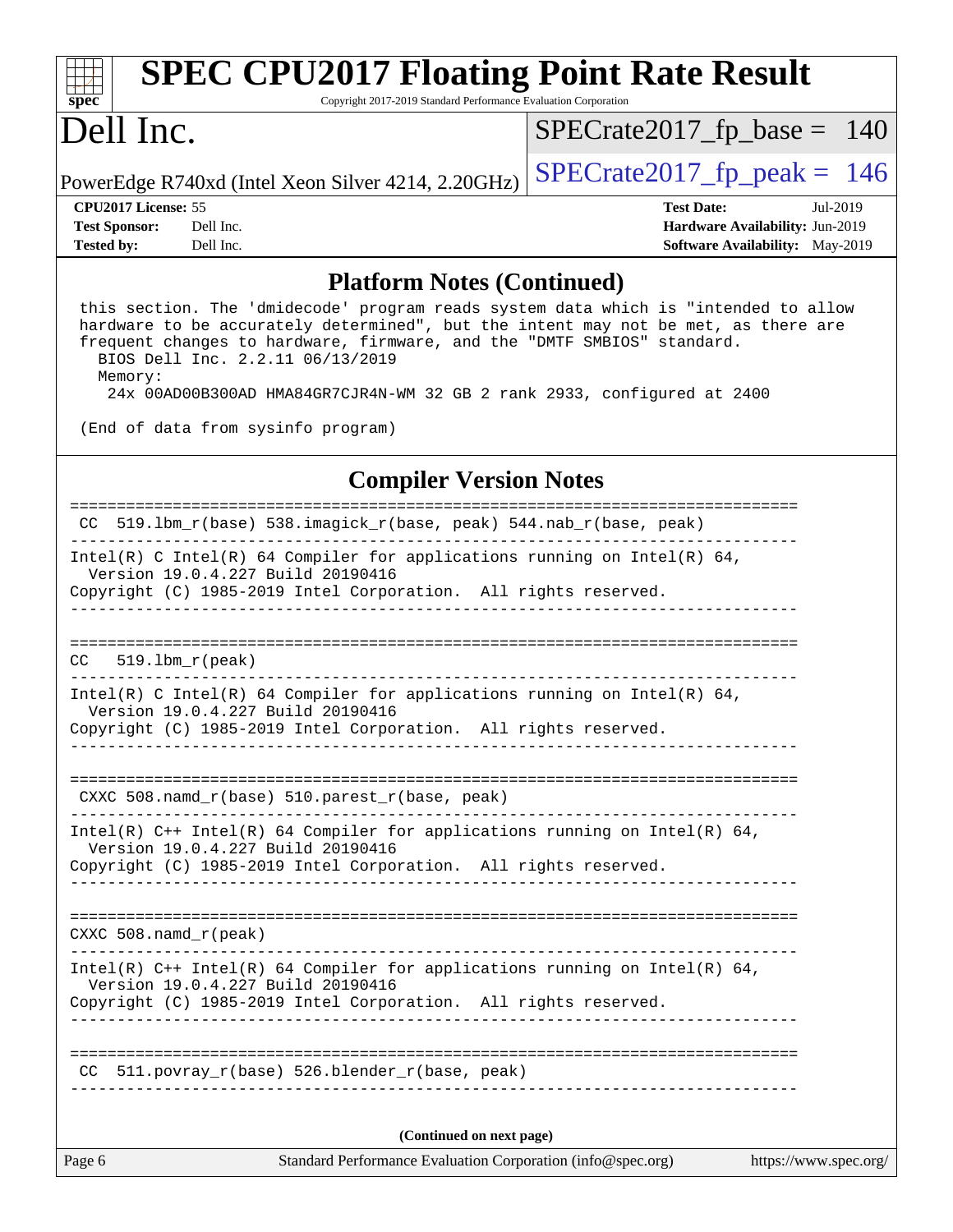## Platform Notes (Continued)

```
 this section. The 'dmidecode' program reads system data which is "intended to allow
 hardware to be accurately determined", but the intent may not be met, as there are
 frequent changes to hardware, firmware, and the "DMTF SMBIOS" standard.
   BIOS Dell Inc. 2.2.11 06/13/2019
   Memory:
    24x 00AD00B300AD HMA84GR7CJR4N-WM 32 GB 2 rank 2933, configured at 2400

 (End of data from sysinfo program)
```

## Compiler Version Notes

```
==============================================================================
 CC  519.lbm_r(base) 538.imagick_r(base, peak) 544.nab_r(base, peak)
------------------------------------------------------------------------------
Intel(R) C Intel(R) 64 Compiler for applications running on Intel(R) 64,
  Version 19.0.4.227 Build 20190416
Copyright (C) 1985-2019 Intel Corporation.  All rights reserved.
------------------------------------------------------------------------------

==============================================================================
CC   519.lbm_r(peak)
------------------------------------------------------------------------------
Intel(R) C Intel(R) 64 Compiler for applications running on Intel(R) 64,
  Version 19.0.4.227 Build 20190416
Copyright (C) 1985-2019 Intel Corporation.  All rights reserved.
------------------------------------------------------------------------------

==============================================================================
 CXXC 508.namd_r(base) 510.parest_r(base, peak)
------------------------------------------------------------------------------
Intel(R) C++ Intel(R) 64 Compiler for applications running on Intel(R) 64,
  Version 19.0.4.227 Build 20190416
Copyright (C) 1985-2019 Intel Corporation.  All rights reserved.
------------------------------------------------------------------------------

==============================================================================
CXXC 508.namd_r(peak)
------------------------------------------------------------------------------
Intel(R) C++ Intel(R) 64 Compiler for applications running on Intel(R) 64,
  Version 19.0.4.227 Build 20190416
Copyright (C) 1985-2019 Intel Corporation.  All rights reserved.
------------------------------------------------------------------------------

==============================================================================
 CC  511.povray_r(base) 526.blender_r(base, peak)
------------------------------------------------------------------------------
```

(Continued on next page)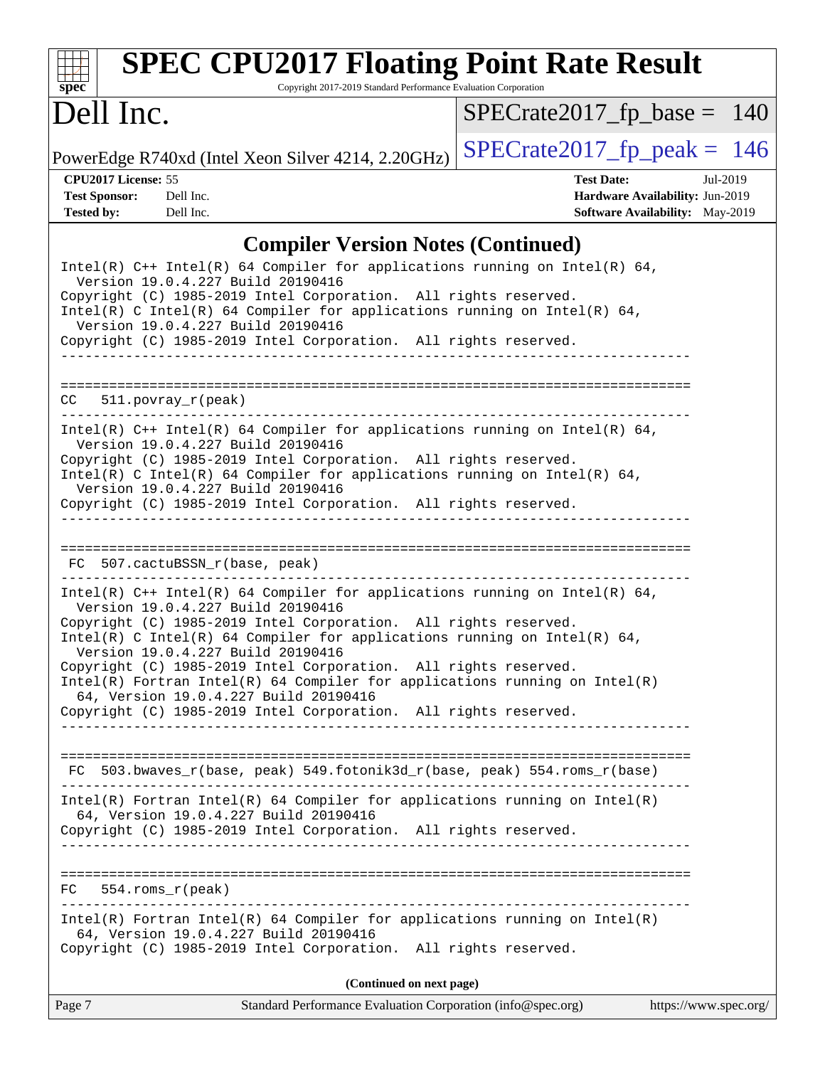## Compiler Version Notes (Continued)

```
Intel(R) C++ Intel(R) 64 Compiler for applications running on Intel(R) 64,
  Version 19.0.4.227 Build 20190416
Copyright (C) 1985-2019 Intel Corporation.  All rights reserved.
Intel(R) C Intel(R) 64 Compiler for applications running on Intel(R) 64,
  Version 19.0.4.227 Build 20190416
Copyright (C) 1985-2019 Intel Corporation.  All rights reserved.
------------------------------------------------------------------------------

==============================================================================
CC  511.povray_r(peak)
------------------------------------------------------------------------------
Intel(R) C++ Intel(R) 64 Compiler for applications running on Intel(R) 64,
  Version 19.0.4.227 Build 20190416
Copyright (C) 1985-2019 Intel Corporation.  All rights reserved.
Intel(R) C Intel(R) 64 Compiler for applications running on Intel(R) 64,
  Version 19.0.4.227 Build 20190416
Copyright (C) 1985-2019 Intel Corporation.  All rights reserved.
------------------------------------------------------------------------------

==============================================================================
FC  507.cactuBSSN_r(base, peak)
------------------------------------------------------------------------------
Intel(R) C++ Intel(R) 64 Compiler for applications running on Intel(R) 64,
  Version 19.0.4.227 Build 20190416
Copyright (C) 1985-2019 Intel Corporation.  All rights reserved.
Intel(R) C Intel(R) 64 Compiler for applications running on Intel(R) 64,
  Version 19.0.4.227 Build 20190416
Copyright (C) 1985-2019 Intel Corporation.  All rights reserved.
Intel(R) Fortran Intel(R) 64 Compiler for applications running on Intel(R)
  64, Version 19.0.4.227 Build 20190416
Copyright (C) 1985-2019 Intel Corporation.  All rights reserved.
------------------------------------------------------------------------------

==============================================================================
FC  503.bwaves_r(base, peak) 549.fotonik3d_r(base, peak) 554.roms_r(base)
------------------------------------------------------------------------------
Intel(R) Fortran Intel(R) 64 Compiler for applications running on Intel(R)
  64, Version 19.0.4.227 Build 20190416
Copyright (C) 1985-2019 Intel Corporation.  All rights reserved.
------------------------------------------------------------------------------

==============================================================================
FC  554.roms_r(peak)
------------------------------------------------------------------------------
Intel(R) Fortran Intel(R) 64 Compiler for applications running on Intel(R)
  64, Version 19.0.4.227 Build 20190416
Copyright (C) 1985-2019 Intel Corporation.  All rights reserved.
```

**(Continued on next page)**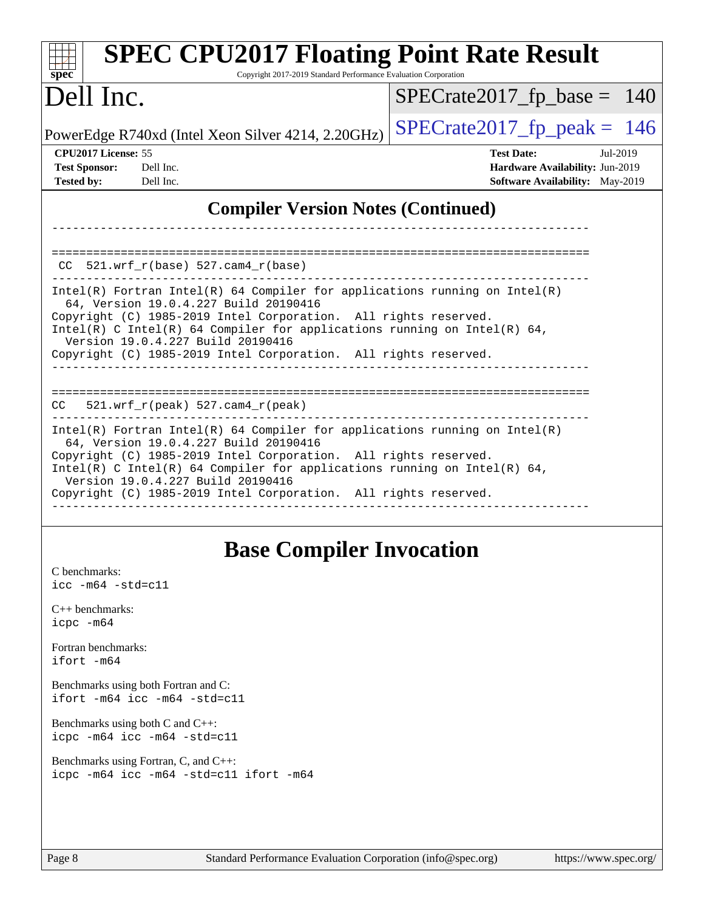## Compiler Version Notes (Continued)

```
------------------------------------------------------------------------------

==============================================================================
 CC  521.wrf_r(base) 527.cam4_r(base)
------------------------------------------------------------------------------
Intel(R) Fortran Intel(R) 64 Compiler for applications running on Intel(R)
  64, Version 19.0.4.227 Build 20190416
Copyright (C) 1985-2019 Intel Corporation.  All rights reserved.
Intel(R) C Intel(R) 64 Compiler for applications running on Intel(R) 64,
  Version 19.0.4.227 Build 20190416
Copyright (C) 1985-2019 Intel Corporation.  All rights reserved.
------------------------------------------------------------------------------

==============================================================================
 CC   521.wrf_r(peak) 527.cam4_r(peak)
------------------------------------------------------------------------------
Intel(R) Fortran Intel(R) 64 Compiler for applications running on Intel(R)
  64, Version 19.0.4.227 Build 20190416
Copyright (C) 1985-2019 Intel Corporation.  All rights reserved.
Intel(R) C Intel(R) 64 Compiler for applications running on Intel(R) 64,
  Version 19.0.4.227 Build 20190416
Copyright (C) 1985-2019 Intel Corporation.  All rights reserved.
------------------------------------------------------------------------------
```

## Base Compiler Invocation

C benchmarks:
`icc -m64 -std=c11`

C++ benchmarks:
`icpc -m64`

Fortran benchmarks:
`ifort -m64`

Benchmarks using both Fortran and C:
`ifort -m64 icc -m64 -std=c11`

Benchmarks using both C and C++:
`icpc -m64 icc -m64 -std=c11`

Benchmarks using Fortran, C, and C++:
`icpc -m64 icc -m64 -std=c11 ifort -m64`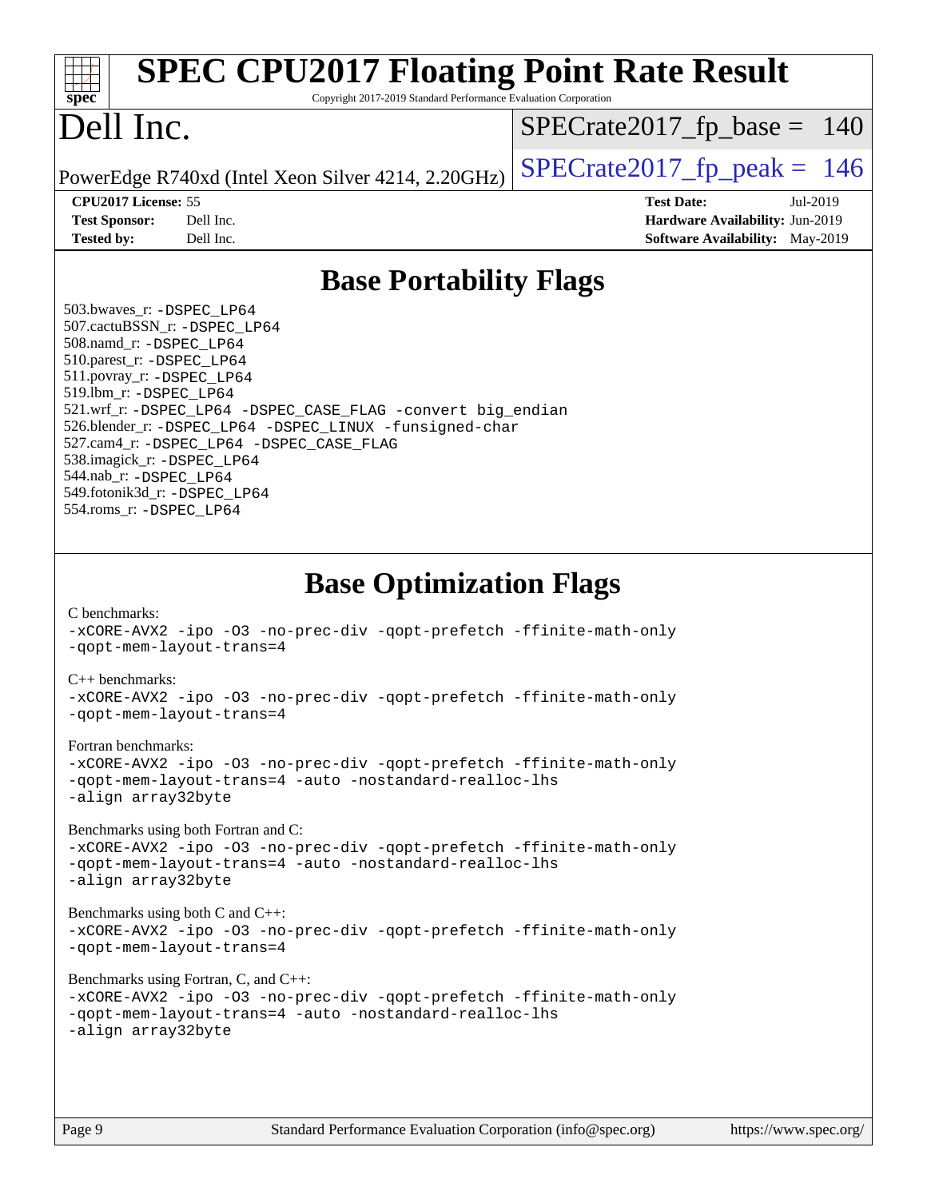# SPEC CPU2017 Floating Point Rate Result

Copyright 2017-2019 Standard Performance Evaluation Corporation

# Dell Inc.

PowerEdge R740xd (Intel Xeon Silver 4214, 2.20GHz)

SPECrate2017_fp_base = 140

SPECrate2017_fp_peak = 146

**CPU2017 License:** 55
**Test Sponsor:** Dell Inc.
**Tested by:** Dell Inc.

**Test Date:** Jul-2019
**Hardware Availability:** Jun-2019
**Software Availability:** May-2019

## Base Portability Flags

503.bwaves_r: -DSPEC_LP64
507.cactuBSSN_r: -DSPEC_LP64
508.namd_r: -DSPEC_LP64
510.parest_r: -DSPEC_LP64
511.povray_r: -DSPEC_LP64
519.lbm_r: -DSPEC_LP64
521.wrf_r: -DSPEC_LP64 -DSPEC_CASE_FLAG -convert big_endian
526.blender_r: -DSPEC_LP64 -DSPEC_LINUX -funsigned-char
527.cam4_r: -DSPEC_LP64 -DSPEC_CASE_FLAG
538.imagick_r: -DSPEC_LP64
544.nab_r: -DSPEC_LP64
549.fotonik3d_r: -DSPEC_LP64
554.roms_r: -DSPEC_LP64

## Base Optimization Flags

C benchmarks:
-xCORE-AVX2 -ipo -O3 -no-prec-div -qopt-prefetch -ffinite-math-only
-qopt-mem-layout-trans=4

C++ benchmarks:
-xCORE-AVX2 -ipo -O3 -no-prec-div -qopt-prefetch -ffinite-math-only
-qopt-mem-layout-trans=4

Fortran benchmarks:
-xCORE-AVX2 -ipo -O3 -no-prec-div -qopt-prefetch -ffinite-math-only
-qopt-mem-layout-trans=4 -auto -nostandard-realloc-lhs
-align array32byte

Benchmarks using both Fortran and C:
-xCORE-AVX2 -ipo -O3 -no-prec-div -qopt-prefetch -ffinite-math-only
-qopt-mem-layout-trans=4 -auto -nostandard-realloc-lhs
-align array32byte

Benchmarks using both C and C++:
-xCORE-AVX2 -ipo -O3 -no-prec-div -qopt-prefetch -ffinite-math-only
-qopt-mem-layout-trans=4

Benchmarks using Fortran, C, and C++:
-xCORE-AVX2 -ipo -O3 -no-prec-div -qopt-prefetch -ffinite-math-only
-qopt-mem-layout-trans=4 -auto -nostandard-realloc-lhs
-align array32byte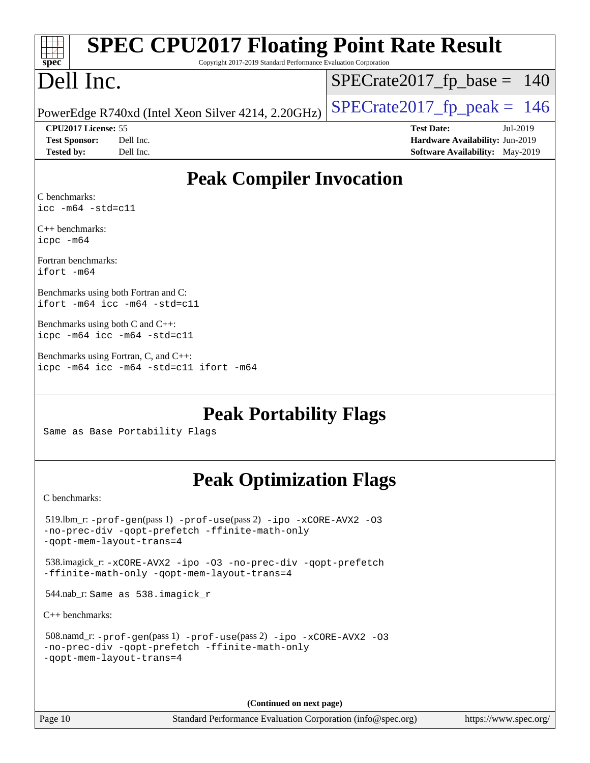# SPEC CPU2017 Floating Point Rate Result

Copyright 2017-2019 Standard Performance Evaluation Corporation

# Dell Inc.

PowerEdge R740xd (Intel Xeon Silver 4214, 2.20GHz)

SPECrate2017_fp_base = 140

SPECrate2017_fp_peak = 146

**CPU2017 License:** 55
**Test Sponsor:** Dell Inc.
**Tested by:** Dell Inc.

**Test Date:** Jul-2019
**Hardware Availability:** Jun-2019
**Software Availability:** May-2019

## Peak Compiler Invocation

C benchmarks:
```
icc -m64 -std=c11
```

C++ benchmarks:
```
icpc -m64
```

Fortran benchmarks:
```
ifort -m64
```

Benchmarks using both Fortran and C:
```
ifort -m64 icc -m64 -std=c11
```

Benchmarks using both C and C++:
```
icpc -m64 icc -m64 -std=c11
```

Benchmarks using Fortran, C, and C++:
```
icpc -m64 icc -m64 -std=c11 ifort -m64
```

## Peak Portability Flags

Same as Base Portability Flags

## Peak Optimization Flags

C benchmarks:

519.lbm_r: -prof-gen(pass 1) -prof-use(pass 2) -ipo -xCORE-AVX2 -O3 -no-prec-div -qopt-prefetch -ffinite-math-only -qopt-mem-layout-trans=4

538.imagick_r: -xCORE-AVX2 -ipo -O3 -no-prec-div -qopt-prefetch -ffinite-math-only -qopt-mem-layout-trans=4

544.nab_r: Same as 538.imagick_r

C++ benchmarks:

508.namd_r: -prof-gen(pass 1) -prof-use(pass 2) -ipo -xCORE-AVX2 -O3 -no-prec-div -qopt-prefetch -ffinite-math-only -qopt-mem-layout-trans=4

(Continued on next page)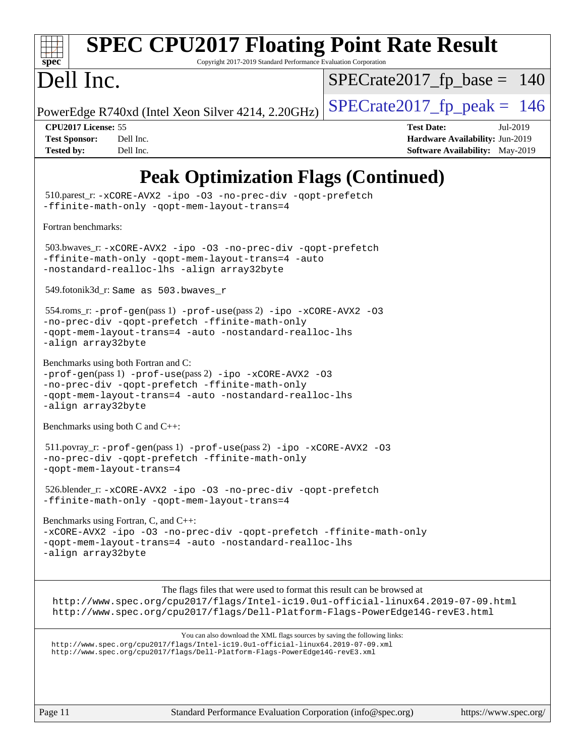# Peak Optimization Flags (Continued)

510.parest_r: `-xCORE-AVX2 -ipo -O3 -no-prec-div -qopt-prefetch -ffinite-math-only -qopt-mem-layout-trans=4`

Fortran benchmarks:

503.bwaves_r: `-xCORE-AVX2 -ipo -O3 -no-prec-div -qopt-prefetch -ffinite-math-only -qopt-mem-layout-trans=4 -auto -nostandard-realloc-lhs -align array32byte`

549.fotonik3d_r: Same as 503.bwaves_r

554.roms_r: `-prof-gen`(pass 1) `-prof-use`(pass 2) `-ipo -xCORE-AVX2 -O3 -no-prec-div -qopt-prefetch -ffinite-math-only -qopt-mem-layout-trans=4 -auto -nostandard-realloc-lhs -align array32byte`

Benchmarks using both Fortran and C:
`-prof-gen`(pass 1) `-prof-use`(pass 2) `-ipo -xCORE-AVX2 -O3 -no-prec-div -qopt-prefetch -ffinite-math-only -qopt-mem-layout-trans=4 -auto -nostandard-realloc-lhs -align array32byte`

Benchmarks using both C and C++:

511.povray_r: `-prof-gen`(pass 1) `-prof-use`(pass 2) `-ipo -xCORE-AVX2 -O3 -no-prec-div -qopt-prefetch -ffinite-math-only -qopt-mem-layout-trans=4`

526.blender_r: `-xCORE-AVX2 -ipo -O3 -no-prec-div -qopt-prefetch -ffinite-math-only -qopt-mem-layout-trans=4`

Benchmarks using Fortran, C, and C++:
`-xCORE-AVX2 -ipo -O3 -no-prec-div -qopt-prefetch -ffinite-math-only -qopt-mem-layout-trans=4 -auto -nostandard-realloc-lhs -align array32byte`

The flags files that were used to format this result can be browsed at
http://www.spec.org/cpu2017/flags/Intel-ic19.0u1-official-linux64.2019-07-09.html
http://www.spec.org/cpu2017/flags/Dell-Platform-Flags-PowerEdge14G-revE3.html

You can also download the XML flags sources by saving the following links:
http://www.spec.org/cpu2017/flags/Intel-ic19.0u1-official-linux64.2019-07-09.xml
http://www.spec.org/cpu2017/flags/Dell-Platform-Flags-PowerEdge14G-revE3.xml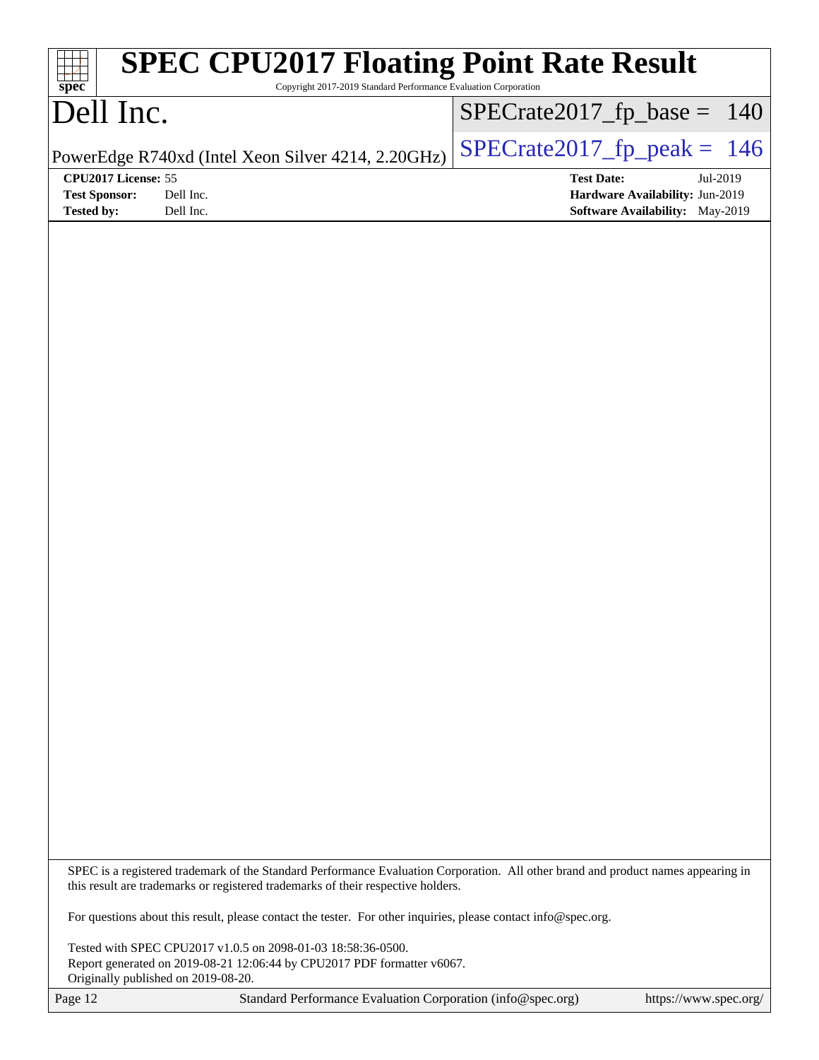SPEC is a registered trademark of the Standard Performance Evaluation Corporation. All other brand and product names appearing in this result are trademarks or registered trademarks of their respective holders.

For questions about this result, please contact the tester. For other inquiries, please contact info@spec.org.

Tested with SPEC CPU2017 v1.0.5 on 2098-01-03 18:58:36-0500.
Report generated on 2019-08-21 12:06:44 by CPU2017 PDF formatter v6067.
Originally published on 2019-08-20.